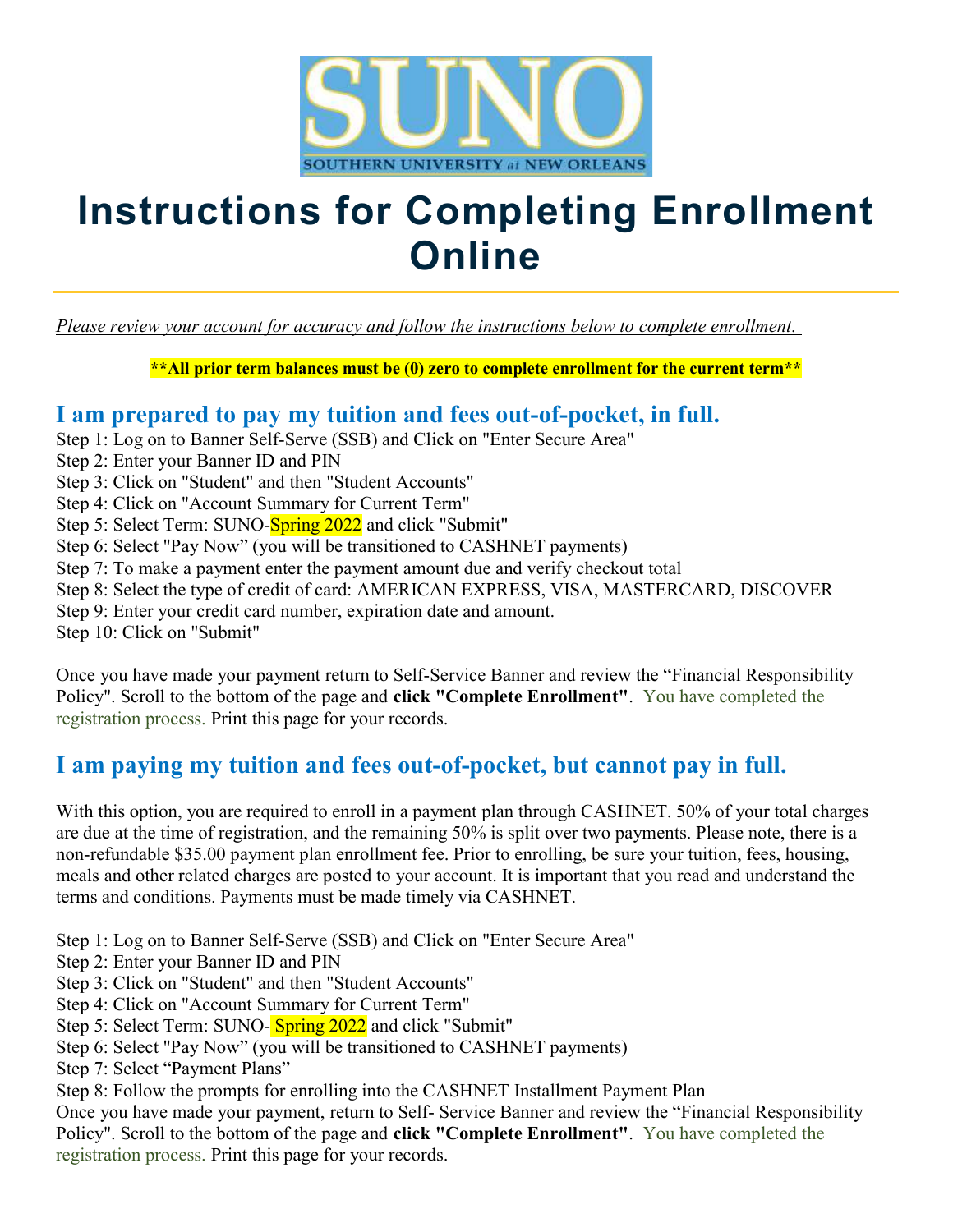SUNO

SOUTHERN UNIVERSITY at NEW ORLEANS

# Instructions for Completing Enrollment Online

*Please review your account for accuracy and follow the instructions below to complete enrollment.*

**\*\*All prior term balances must be (0) zero to complete enrollment for the current term\*\***

## I am prepared to pay my tuition and fees out-of-pocket, in full.

Step 1: Log on to Banner Self-Serve (SSB) and Click on "Enter Secure Area"
Step 2: Enter your Banner ID and PIN
Step 3: Click on "Student" and then "Student Accounts"
Step 4: Click on "Account Summary for Current Term"
Step 5: Select Term: SUNO-Spring 2022 and click "Submit"
Step 6: Select "Pay Now" (you will be transitioned to CASHNET payments)
Step 7: To make a payment enter the payment amount due and verify checkout total
Step 8: Select the type of credit of card: AMERICAN EXPRESS, VISA, MASTERCARD, DISCOVER
Step 9: Enter your credit card number, expiration date and amount.
Step 10: Click on "Submit"

Once you have made your payment return to Self-Service Banner and review the "Financial Responsibility Policy". Scroll to the bottom of the page and **click "Complete Enrollment"**. You have completed the registration process. Print this page for your records.

## I am paying my tuition and fees out-of-pocket, but cannot pay in full.

With this option, you are required to enroll in a payment plan through CASHNET. 50% of your total charges are due at the time of registration, and the remaining 50% is split over two payments. Please note, there is a non-refundable $35.00 payment plan enrollment fee. Prior to enrolling, be sure your tuition, fees, housing, meals and other related charges are posted to your account. It is important that you read and understand the terms and conditions. Payments must be made timely via CASHNET.

Step 1: Log on to Banner Self-Serve (SSB) and Click on "Enter Secure Area"
Step 2: Enter your Banner ID and PIN
Step 3: Click on "Student" and then "Student Accounts"
Step 4: Click on "Account Summary for Current Term"
Step 5: Select Term: SUNO- Spring 2022 and click "Submit"
Step 6: Select "Pay Now" (you will be transitioned to CASHNET payments)
Step 7: Select "Payment Plans"
Step 8: Follow the prompts for enrolling into the CASHNET Installment Payment Plan
Once you have made your payment, return to Self- Service Banner and review the "Financial Responsibility Policy". Scroll to the bottom of the page and **click "Complete Enrollment"**. You have completed the registration process. Print this page for your records.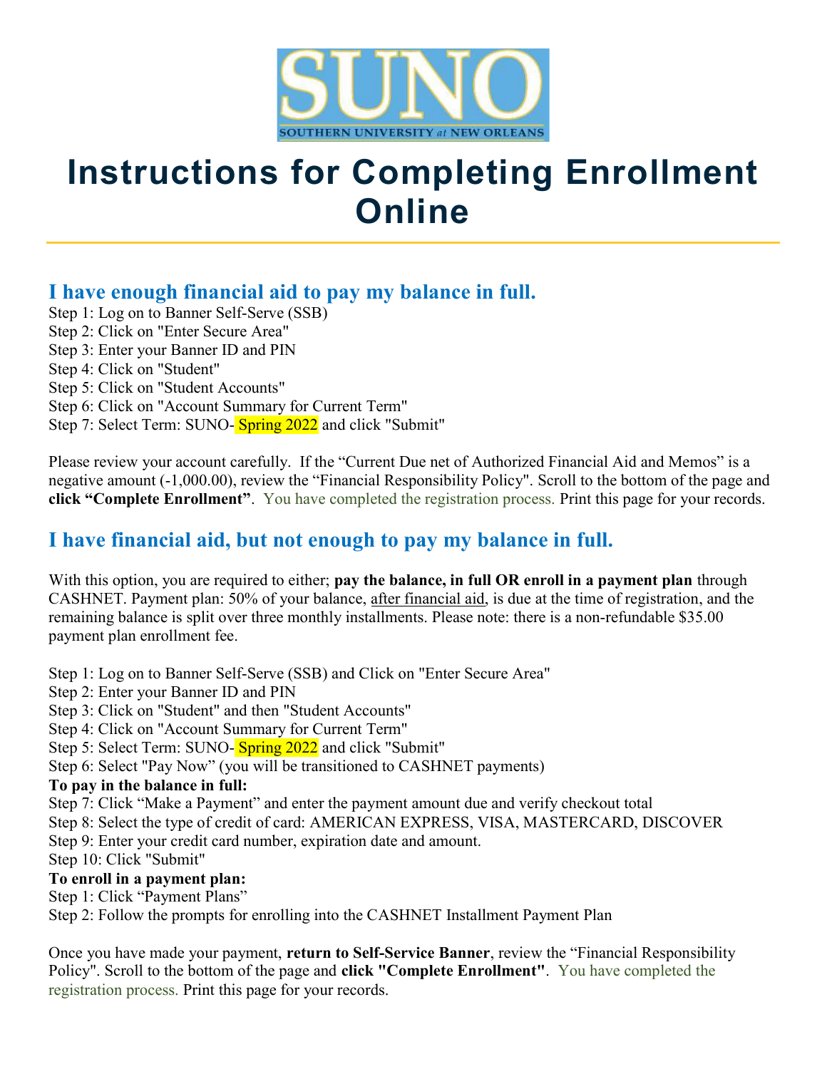# Instructions for Completing Enrollment Online

## I have enough financial aid to pay my balance in full.

Step 1: Log on to Banner Self-Serve (SSB)
Step 2: Click on "Enter Secure Area"
Step 3: Enter your Banner ID and PIN
Step 4: Click on "Student"
Step 5: Click on "Student Accounts"
Step 6: Click on "Account Summary for Current Term"
Step 7: Select Term: SUNO- Spring 2022 and click "Submit"

Please review your account carefully. If the "Current Due net of Authorized Financial Aid and Memos" is a negative amount (-1,000.00), review the "Financial Responsibility Policy". Scroll to the bottom of the page and **click "Complete Enrollment"**. You have completed the registration process. Print this page for your records.

## I have financial aid, but not enough to pay my balance in full.

With this option, you are required to either; **pay the balance, in full OR enroll in a payment plan** through CASHNET. Payment plan: 50% of your balance, after financial aid, is due at the time of registration, and the remaining balance is split over three monthly installments. Please note: there is a non-refundable $35.00 payment plan enrollment fee.

Step 1: Log on to Banner Self-Serve (SSB) and Click on "Enter Secure Area"
Step 2: Enter your Banner ID and PIN
Step 3: Click on "Student" and then "Student Accounts"
Step 4: Click on "Account Summary for Current Term"
Step 5: Select Term: SUNO- Spring 2022 and click "Submit"
Step 6: Select "Pay Now" (you will be transitioned to CASHNET payments)

**To pay in the balance in full:**

Step 7: Click "Make a Payment" and enter the payment amount due and verify checkout total
Step 8: Select the type of credit of card: AMERICAN EXPRESS, VISA, MASTERCARD, DISCOVER
Step 9: Enter your credit card number, expiration date and amount.
Step 10: Click "Submit"

**To enroll in a payment plan:**

Step 1: Click "Payment Plans"
Step 2: Follow the prompts for enrolling into the CASHNET Installment Payment Plan

Once you have made your payment, **return to Self-Service Banner**, review the "Financial Responsibility Policy". Scroll to the bottom of the page and **click "Complete Enrollment"**. You have completed the registration process. Print this page for your records.